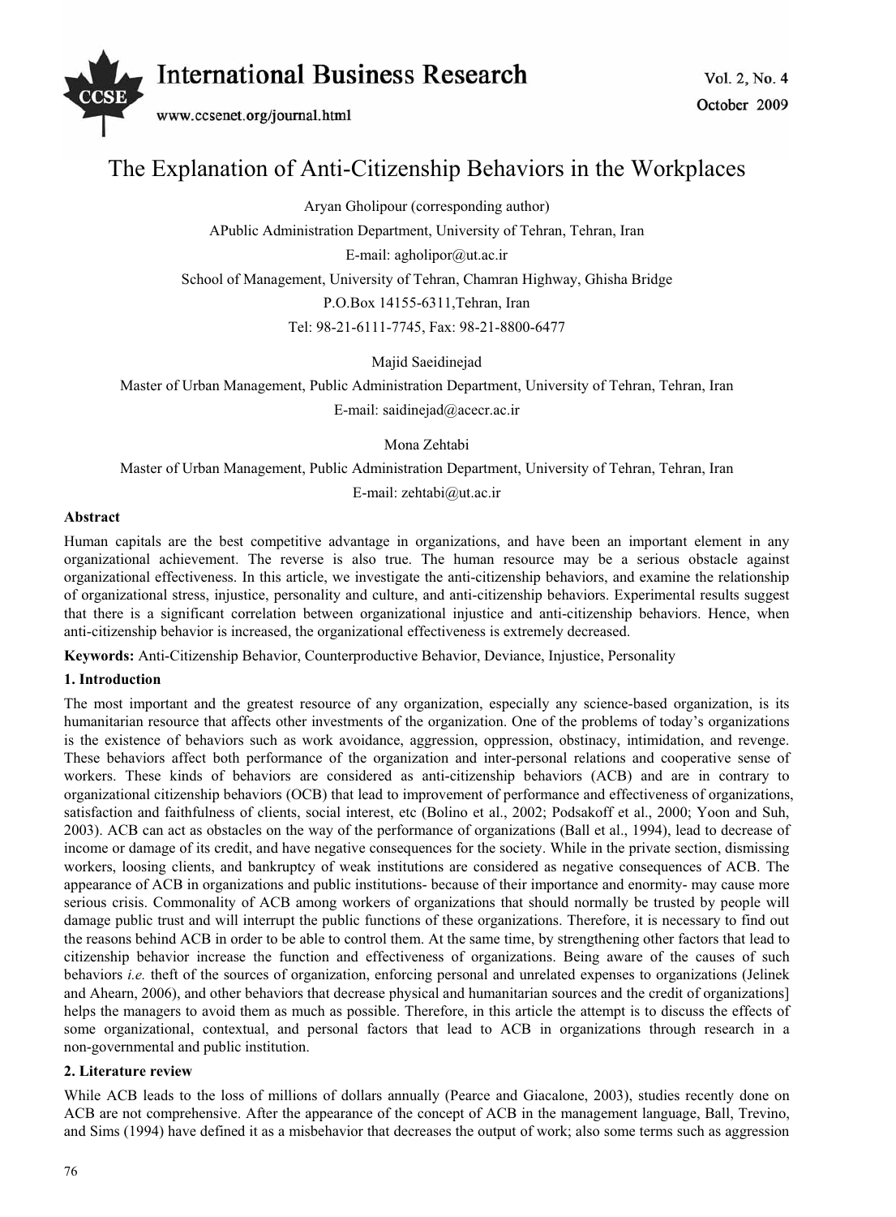# The Explanation of Anti-Citizenship Behaviors in the Workplaces

Aryan Gholipour (corresponding author)

APublic Administration Department, University of Tehran, Tehran, Iran

E-mail: agholipor@ut.ac.ir

School of Management, University of Tehran, Chamran Highway, Ghisha Bridge

P.O.Box 14155-6311,Tehran, Iran

Tel: 98-21-6111-7745, Fax: 98-21-8800-6477

Majid Saeidinejad

Master of Urban Management, Public Administration Department, University of Tehran, Tehran, Iran

E-mail: saidinejad@acecr.ac.ir

Mona Zehtabi

Master of Urban Management, Public Administration Department, University of Tehran, Tehran, Iran

E-mail: zehtabi@ut.ac.ir

**Abstract**

Human capitals are the best competitive advantage in organizations, and have been an important element in any organizational achievement. The reverse is also true. The human resource may be a serious obstacle against organizational effectiveness. In this article, we investigate the anti-citizenship behaviors, and examine the relationship of organizational stress, injustice, personality and culture, and anti-citizenship behaviors. Experimental results suggest that there is a significant correlation between organizational injustice and anti-citizenship behaviors. Hence, when anti-citizenship behavior is increased, the organizational effectiveness is extremely decreased.

**Keywords:** Anti-Citizenship Behavior, Counterproductive Behavior, Deviance, Injustice, Personality

## 1. Introduction

The most important and the greatest resource of any organization, especially any science-based organization, is its humanitarian resource that affects other investments of the organization. One of the problems of today's organizations is the existence of behaviors such as work avoidance, aggression, oppression, obstinacy, intimidation, and revenge. These behaviors affect both performance of the organization and inter-personal relations and cooperative sense of workers. These kinds of behaviors are considered as anti-citizenship behaviors (ACB) and are in contrary to organizational citizenship behaviors (OCB) that lead to improvement of performance and effectiveness of organizations, satisfaction and faithfulness of clients, social interest, etc (Bolino et al., 2002; Podsakoff et al., 2000; Yoon and Suh, 2003). ACB can act as obstacles on the way of the performance of organizations (Ball et al., 1994), lead to decrease of income or damage of its credit, and have negative consequences for the society. While in the private section, dismissing workers, loosing clients, and bankruptcy of weak institutions are considered as negative consequences of ACB. The appearance of ACB in organizations and public institutions- because of their importance and enormity- may cause more serious crisis. Commonality of ACB among workers of organizations that should normally be trusted by people will damage public trust and will interrupt the public functions of these organizations. Therefore, it is necessary to find out the reasons behind ACB in order to be able to control them. At the same time, by strengthening other factors that lead to citizenship behavior increase the function and effectiveness of organizations. Being aware of the causes of such behaviors *i.e.* theft of the sources of organization, enforcing personal and unrelated expenses to organizations (Jelinek and Ahearn, 2006), and other behaviors that decrease physical and humanitarian sources and the credit of organizations] helps the managers to avoid them as much as possible. Therefore, in this article the attempt is to discuss the effects of some organizational, contextual, and personal factors that lead to ACB in organizations through research in a non-governmental and public institution.

## 2. Literature review

While ACB leads to the loss of millions of dollars annually (Pearce and Giacalone, 2003), studies recently done on ACB are not comprehensive. After the appearance of the concept of ACB in the management language, Ball, Trevino, and Sims (1994) have defined it as a misbehavior that decreases the output of work; also some terms such as aggression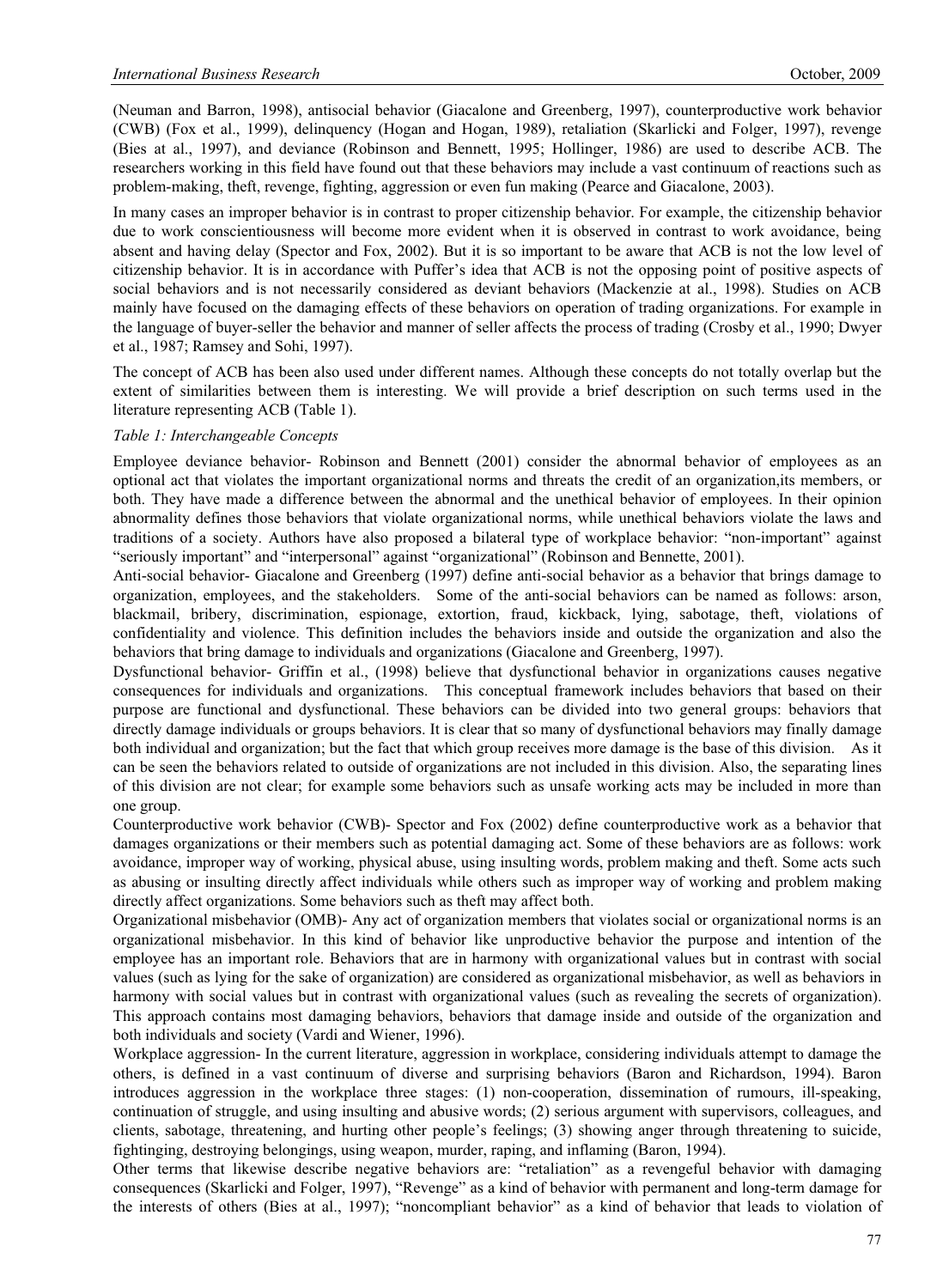(Neuman and Barron, 1998), antisocial behavior (Giacalone and Greenberg, 1997), counterproductive work behavior (CWB) (Fox et al., 1999), delinquency (Hogan and Hogan, 1989), retaliation (Skarlicki and Folger, 1997), revenge (Bies at al., 1997), and deviance (Robinson and Bennett, 1995; Hollinger, 1986) are used to describe ACB. The researchers working in this field have found out that these behaviors may include a vast continuum of reactions such as problem-making, theft, revenge, fighting, aggression or even fun making (Pearce and Giacalone, 2003).

In many cases an improper behavior is in contrast to proper citizenship behavior. For example, the citizenship behavior due to work conscientiousness will become more evident when it is observed in contrast to work avoidance, being absent and having delay (Spector and Fox, 2002). But it is so important to be aware that ACB is not the low level of citizenship behavior. It is in accordance with Puffer's idea that ACB is not the opposing point of positive aspects of social behaviors and is not necessarily considered as deviant behaviors (Mackenzie at al., 1998). Studies on ACB mainly have focused on the damaging effects of these behaviors on operation of trading organizations. For example in the language of buyer-seller the behavior and manner of seller affects the process of trading (Crosby et al., 1990; Dwyer et al., 1987; Ramsey and Sohi, 1997).

The concept of ACB has been also used under different names. Although these concepts do not totally overlap but the extent of similarities between them is interesting. We will provide a brief description on such terms used in the literature representing ACB (Table 1).

*Table 1: Interchangeable Concepts*

Employee deviance behavior- Robinson and Bennett (2001) consider the abnormal behavior of employees as an optional act that violates the important organizational norms and threats the credit of an organization,its members, or both. They have made a difference between the abnormal and the unethical behavior of employees. In their opinion abnormality defines those behaviors that violate organizational norms, while unethical behaviors violate the laws and traditions of a society. Authors have also proposed a bilateral type of workplace behavior: "non-important" against "seriously important" and "interpersonal" against "organizational" (Robinson and Bennette, 2001).

Anti-social behavior- Giacalone and Greenberg (1997) define anti-social behavior as a behavior that brings damage to organization, employees, and the stakeholders. Some of the anti-social behaviors can be named as follows: arson, blackmail, bribery, discrimination, espionage, extortion, fraud, kickback, lying, sabotage, theft, violations of confidentiality and violence. This definition includes the behaviors inside and outside the organization and also the behaviors that bring damage to individuals and organizations (Giacalone and Greenberg, 1997).

Dysfunctional behavior- Griffin et al., (1998) believe that dysfunctional behavior in organizations causes negative consequences for individuals and organizations. This conceptual framework includes behaviors that based on their purpose are functional and dysfunctional. These behaviors can be divided into two general groups: behaviors that directly damage individuals or groups behaviors. It is clear that so many of dysfunctional behaviors may finally damage both individual and organization; but the fact that which group receives more damage is the base of this division. As it can be seen the behaviors related to outside of organizations are not included in this division. Also, the separating lines of this division are not clear; for example some behaviors such as unsafe working acts may be included in more than one group.

Counterproductive work behavior (CWB)- Spector and Fox (2002) define counterproductive work as a behavior that damages organizations or their members such as potential damaging act. Some of these behaviors are as follows: work avoidance, improper way of working, physical abuse, using insulting words, problem making and theft. Some acts such as abusing or insulting directly affect individuals while others such as improper way of working and problem making directly affect organizations. Some behaviors such as theft may affect both.

Organizational misbehavior (OMB)- Any act of organization members that violates social or organizational norms is an organizational misbehavior. In this kind of behavior like unproductive behavior the purpose and intention of the employee has an important role. Behaviors that are in harmony with organizational values but in contrast with social values (such as lying for the sake of organization) are considered as organizational misbehavior, as well as behaviors in harmony with social values but in contrast with organizational values (such as revealing the secrets of organization). This approach contains most damaging behaviors, behaviors that damage inside and outside of the organization and both individuals and society (Vardi and Wiener, 1996).

Workplace aggression- In the current literature, aggression in workplace, considering individuals attempt to damage the others, is defined in a vast continuum of diverse and surprising behaviors (Baron and Richardson, 1994). Baron introduces aggression in the workplace three stages: (1) non-cooperation, dissemination of rumours, ill-speaking, continuation of struggle, and using insulting and abusive words; (2) serious argument with supervisors, colleagues, and clients, sabotage, threatening, and hurting other people's feelings; (3) showing anger through threatening to suicide, fightinging, destroying belongings, using weapon, murder, raping, and inflaming (Baron, 1994).

Other terms that likewise describe negative behaviors are: "retaliation" as a revengeful behavior with damaging consequences (Skarlicki and Folger, 1997), "Revenge" as a kind of behavior with permanent and long-term damage for the interests of others (Bies at al., 1997); "noncompliant behavior" as a kind of behavior that leads to violation of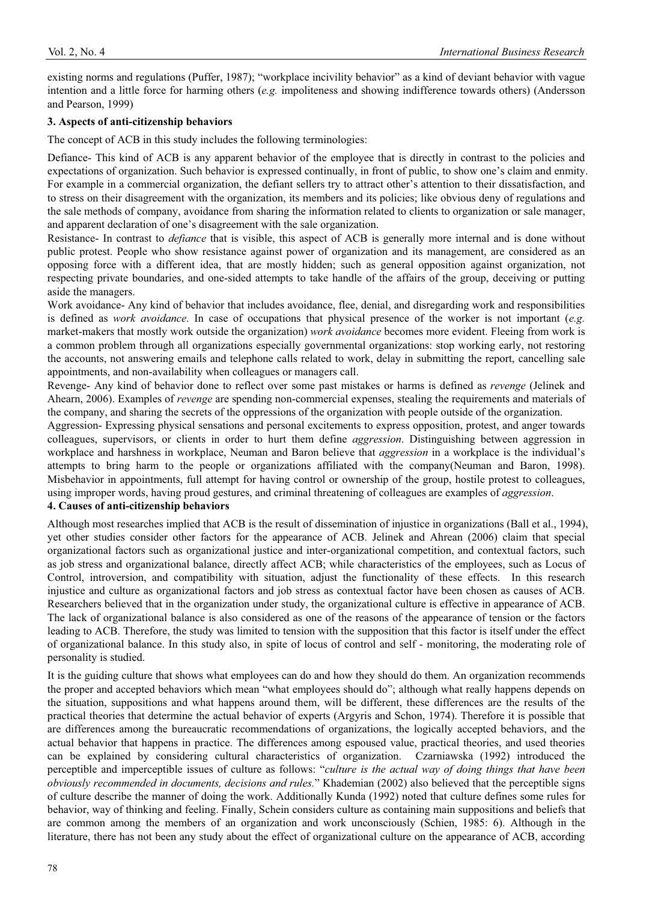existing norms and regulations (Puffer, 1987); "workplace incivility behavior" as a kind of deviant behavior with vague intention and a little force for harming others (*e.g.* impoliteness and showing indifference towards others) (Andersson and Pearson, 1999)

## 3. Aspects of anti-citizenship behaviors

The concept of ACB in this study includes the following terminologies:

Defiance- This kind of ACB is any apparent behavior of the employee that is directly in contrast to the policies and expectations of organization. Such behavior is expressed continually, in front of public, to show one's claim and enmity. For example in a commercial organization, the defiant sellers try to attract other's attention to their dissatisfaction, and to stress on their disagreement with the organization, its members and its policies; like obvious deny of regulations and the sale methods of company, avoidance from sharing the information related to clients to organization or sale manager, and apparent declaration of one's disagreement with the sale organization.

Resistance- In contrast to *defiance* that is visible, this aspect of ACB is generally more internal and is done without public protest. People who show resistance against power of organization and its management, are considered as an opposing force with a different idea, that are mostly hidden; such as general opposition against organization, not respecting private boundaries, and one-sided attempts to take handle of the affairs of the group, deceiving or putting aside the managers.

Work avoidance- Any kind of behavior that includes avoidance, flee, denial, and disregarding work and responsibilities is defined as *work avoidance*. In case of occupations that physical presence of the worker is not important (*e.g.* market-makers that mostly work outside the organization) *work avoidance* becomes more evident. Fleeing from work is a common problem through all organizations especially governmental organizations: stop working early, not restoring the accounts, not answering emails and telephone calls related to work, delay in submitting the report, cancelling sale appointments, and non-availability when colleagues or managers call.

Revenge- Any kind of behavior done to reflect over some past mistakes or harms is defined as *revenge* (Jelinek and Ahearn, 2006). Examples of *revenge* are spending non-commercial expenses, stealing the requirements and materials of the company, and sharing the secrets of the oppressions of the organization with people outside of the organization.

Aggression- Expressing physical sensations and personal excitements to express opposition, protest, and anger towards colleagues, supervisors, or clients in order to hurt them define *aggression*. Distinguishing between aggression in workplace and harshness in workplace, Neuman and Baron believe that *aggression* in a workplace is the individual's attempts to bring harm to the people or organizations affiliated with the company(Neuman and Baron, 1998). Misbehavior in appointments, full attempt for having control or ownership of the group, hostile protest to colleagues, using improper words, having proud gestures, and criminal threatening of colleagues are examples of *aggression*.

## 4. Causes of anti-citizenship behaviors

Although most researches implied that ACB is the result of dissemination of injustice in organizations (Ball et al., 1994), yet other studies consider other factors for the appearance of ACB. Jelinek and Ahrean (2006) claim that special organizational factors such as organizational justice and inter-organizational competition, and contextual factors, such as job stress and organizational balance, directly affect ACB; while characteristics of the employees, such as Locus of Control, introversion, and compatibility with situation, adjust the functionality of these effects. In this research injustice and culture as organizational factors and job stress as contextual factor have been chosen as causes of ACB. Researchers believed that in the organization under study, the organizational culture is effective in appearance of ACB. The lack of organizational balance is also considered as one of the reasons of the appearance of tension or the factors leading to ACB. Therefore, the study was limited to tension with the supposition that this factor is itself under the effect of organizational balance. In this study also, in spite of locus of control and self - monitoring, the moderating role of personality is studied.

It is the guiding culture that shows what employees can do and how they should do them. An organization recommends the proper and accepted behaviors which mean "what employees should do"; although what really happens depends on the situation, suppositions and what happens around them, will be different, these differences are the results of the practical theories that determine the actual behavior of experts (Argyris and Schon, 1974). Therefore it is possible that are differences among the bureaucratic recommendations of organizations, the logically accepted behaviors, and the actual behavior that happens in practice. The differences among espoused value, practical theories, and used theories can be explained by considering cultural characteristics of organization. Czarniawska (1992) introduced the perceptible and imperceptible issues of culture as follows: "*culture is the actual way of doing things that have been obviously recommended in documents, decisions and rules.*" Khademian (2002) also believed that the perceptible signs of culture describe the manner of doing the work. Additionally Kunda (1992) noted that culture defines some rules for behavior, way of thinking and feeling. Finally, Schein considers culture as containing main suppositions and beliefs that are common among the members of an organization and work unconsciously (Schien, 1985: 6). Although in the literature, there has not been any study about the effect of organizational culture on the appearance of ACB, according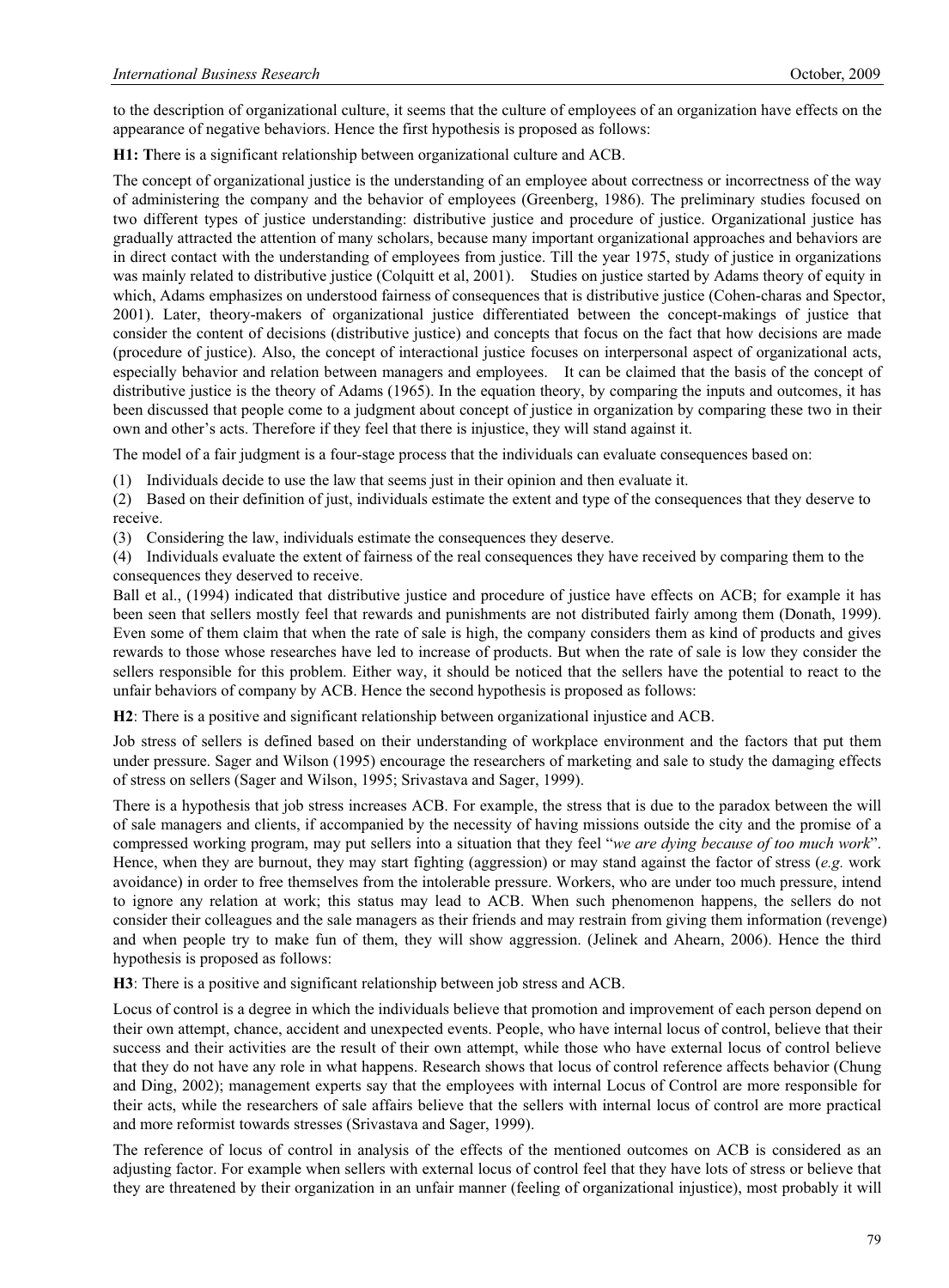to the description of organizational culture, it seems that the culture of employees of an organization have effects on the appearance of negative behaviors. Hence the first hypothesis is proposed as follows:

**H1: T**here is a significant relationship between organizational culture and ACB.

The concept of organizational justice is the understanding of an employee about correctness or incorrectness of the way of administering the company and the behavior of employees (Greenberg, 1986). The preliminary studies focused on two different types of justice understanding: distributive justice and procedure of justice. Organizational justice has gradually attracted the attention of many scholars, because many important organizational approaches and behaviors are in direct contact with the understanding of employees from justice. Till the year 1975, study of justice in organizations was mainly related to distributive justice (Colquitt et al, 2001). Studies on justice started by Adams theory of equity in which, Adams emphasizes on understood fairness of consequences that is distributive justice (Cohen-charas and Spector, 2001). Later, theory-makers of organizational justice differentiated between the concept-makings of justice that consider the content of decisions (distributive justice) and concepts that focus on the fact that how decisions are made (procedure of justice). Also, the concept of interactional justice focuses on interpersonal aspect of organizational acts, especially behavior and relation between managers and employees. It can be claimed that the basis of the concept of distributive justice is the theory of Adams (1965). In the equation theory, by comparing the inputs and outcomes, it has been discussed that people come to a judgment about concept of justice in organization by comparing these two in their own and other's acts. Therefore if they feel that there is injustice, they will stand against it.

The model of a fair judgment is a four-stage process that the individuals can evaluate consequences based on:

(1) Individuals decide to use the law that seems just in their opinion and then evaluate it.

(2) Based on their definition of just, individuals estimate the extent and type of the consequences that they deserve to receive.

(3) Considering the law, individuals estimate the consequences they deserve.

(4) Individuals evaluate the extent of fairness of the real consequences they have received by comparing them to the consequences they deserved to receive.

Ball et al., (1994) indicated that distributive justice and procedure of justice have effects on ACB; for example it has been seen that sellers mostly feel that rewards and punishments are not distributed fairly among them (Donath, 1999). Even some of them claim that when the rate of sale is high, the company considers them as kind of products and gives rewards to those whose researches have led to increase of products. But when the rate of sale is low they consider the sellers responsible for this problem. Either way, it should be noticed that the sellers have the potential to react to the unfair behaviors of company by ACB. Hence the second hypothesis is proposed as follows:

**H2**: There is a positive and significant relationship between organizational injustice and ACB.

Job stress of sellers is defined based on their understanding of workplace environment and the factors that put them under pressure. Sager and Wilson (1995) encourage the researchers of marketing and sale to study the damaging effects of stress on sellers (Sager and Wilson, 1995; Srivastava and Sager, 1999).

There is a hypothesis that job stress increases ACB. For example, the stress that is due to the paradox between the will of sale managers and clients, if accompanied by the necessity of having missions outside the city and the promise of a compressed working program, may put sellers into a situation that they feel "*we are dying because of too much work*". Hence, when they are burnout, they may start fighting (aggression) or may stand against the factor of stress (*e.g.* work avoidance) in order to free themselves from the intolerable pressure. Workers, who are under too much pressure, intend to ignore any relation at work; this status may lead to ACB. When such phenomenon happens, the sellers do not consider their colleagues and the sale managers as their friends and may restrain from giving them information (revenge) and when people try to make fun of them, they will show aggression. (Jelinek and Ahearn, 2006). Hence the third hypothesis is proposed as follows:

**H3**: There is a positive and significant relationship between job stress and ACB.

Locus of control is a degree in which the individuals believe that promotion and improvement of each person depend on their own attempt, chance, accident and unexpected events. People, who have internal locus of control, believe that their success and their activities are the result of their own attempt, while those who have external locus of control believe that they do not have any role in what happens. Research shows that locus of control reference affects behavior (Chung and Ding, 2002); management experts say that the employees with internal Locus of Control are more responsible for their acts, while the researchers of sale affairs believe that the sellers with internal locus of control are more practical and more reformist towards stresses (Srivastava and Sager, 1999).

The reference of locus of control in analysis of the effects of the mentioned outcomes on ACB is considered as an adjusting factor. For example when sellers with external locus of control feel that they have lots of stress or believe that they are threatened by their organization in an unfair manner (feeling of organizational injustice), most probably it will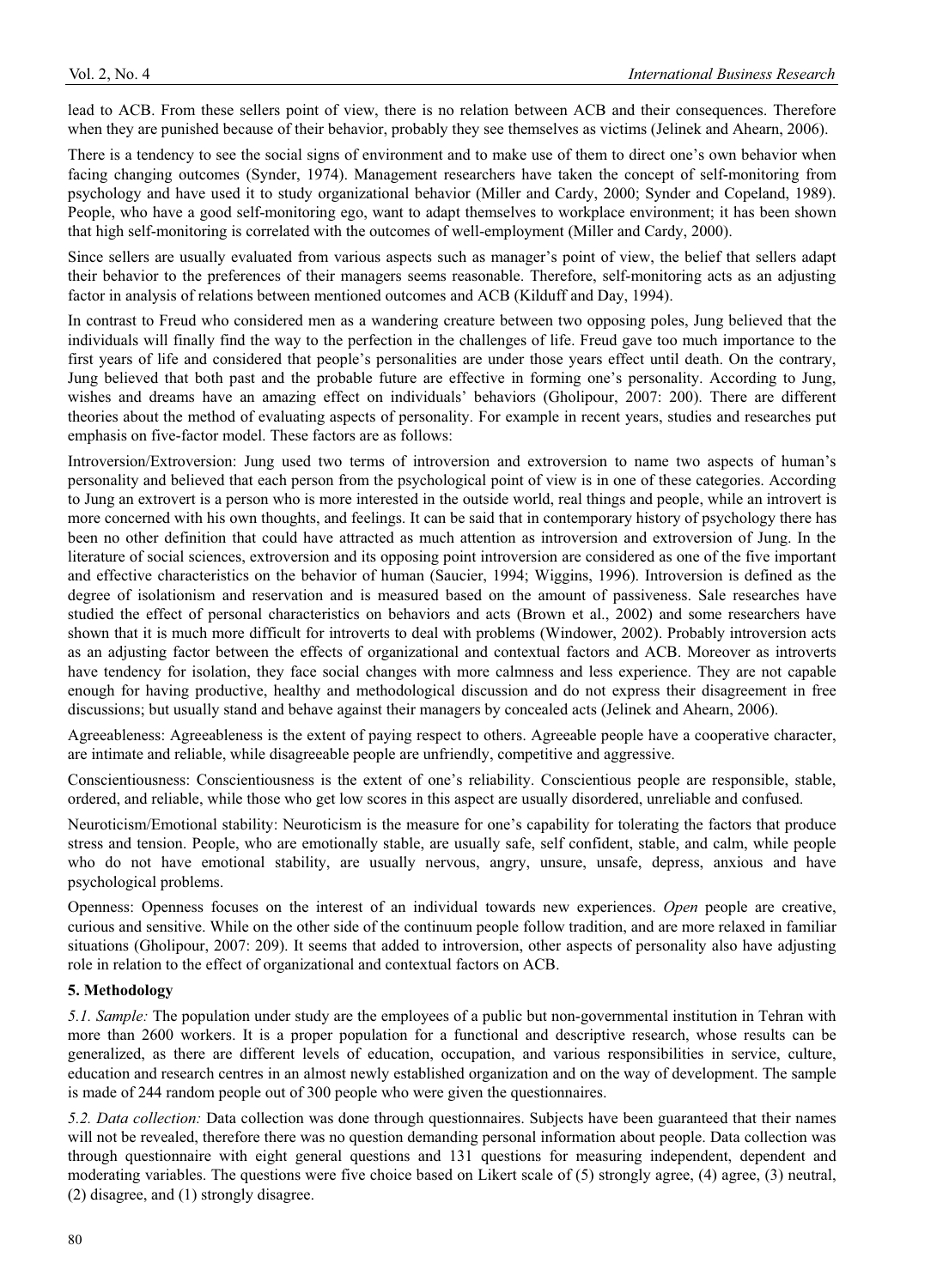lead to ACB. From these sellers point of view, there is no relation between ACB and their consequences. Therefore when they are punished because of their behavior, probably they see themselves as victims (Jelinek and Ahearn, 2006).

There is a tendency to see the social signs of environment and to make use of them to direct one's own behavior when facing changing outcomes (Synder, 1974). Management researchers have taken the concept of self-monitoring from psychology and have used it to study organizational behavior (Miller and Cardy, 2000; Synder and Copeland, 1989). People, who have a good self-monitoring ego, want to adapt themselves to workplace environment; it has been shown that high self-monitoring is correlated with the outcomes of well-employment (Miller and Cardy, 2000).

Since sellers are usually evaluated from various aspects such as manager's point of view, the belief that sellers adapt their behavior to the preferences of their managers seems reasonable. Therefore, self-monitoring acts as an adjusting factor in analysis of relations between mentioned outcomes and ACB (Kilduff and Day, 1994).

In contrast to Freud who considered men as a wandering creature between two opposing poles, Jung believed that the individuals will finally find the way to the perfection in the challenges of life. Freud gave too much importance to the first years of life and considered that people's personalities are under those years effect until death. On the contrary, Jung believed that both past and the probable future are effective in forming one's personality. According to Jung, wishes and dreams have an amazing effect on individuals' behaviors (Gholipour, 2007: 200). There are different theories about the method of evaluating aspects of personality. For example in recent years, studies and researches put emphasis on five-factor model. These factors are as follows:

Introversion/Extroversion: Jung used two terms of introversion and extroversion to name two aspects of human's personality and believed that each person from the psychological point of view is in one of these categories. According to Jung an extrovert is a person who is more interested in the outside world, real things and people, while an introvert is more concerned with his own thoughts, and feelings. It can be said that in contemporary history of psychology there has been no other definition that could have attracted as much attention as introversion and extroversion of Jung. In the literature of social sciences, extroversion and its opposing point introversion are considered as one of the five important and effective characteristics on the behavior of human (Saucier, 1994; Wiggins, 1996). Introversion is defined as the degree of isolationism and reservation and is measured based on the amount of passiveness. Sale researches have studied the effect of personal characteristics on behaviors and acts (Brown et al., 2002) and some researchers have shown that it is much more difficult for introverts to deal with problems (Windower, 2002). Probably introversion acts as an adjusting factor between the effects of organizational and contextual factors and ACB. Moreover as introverts have tendency for isolation, they face social changes with more calmness and less experience. They are not capable enough for having productive, healthy and methodological discussion and do not express their disagreement in free discussions; but usually stand and behave against their managers by concealed acts (Jelinek and Ahearn, 2006).

Agreeableness: Agreeableness is the extent of paying respect to others. Agreeable people have a cooperative character, are intimate and reliable, while disagreeable people are unfriendly, competitive and aggressive.

Conscientiousness: Conscientiousness is the extent of one's reliability. Conscientious people are responsible, stable, ordered, and reliable, while those who get low scores in this aspect are usually disordered, unreliable and confused.

Neuroticism/Emotional stability: Neuroticism is the measure for one's capability for tolerating the factors that produce stress and tension. People, who are emotionally stable, are usually safe, self confident, stable, and calm, while people who do not have emotional stability, are usually nervous, angry, unsure, unsafe, depress, anxious and have psychological problems.

Openness: Openness focuses on the interest of an individual towards new experiences. *Open* people are creative, curious and sensitive. While on the other side of the continuum people follow tradition, and are more relaxed in familiar situations (Gholipour, 2007: 209). It seems that added to introversion, other aspects of personality also have adjusting role in relation to the effect of organizational and contextual factors on ACB.

## 5. Methodology

*5.1. Sample:* The population under study are the employees of a public but non-governmental institution in Tehran with more than 2600 workers. It is a proper population for a functional and descriptive research, whose results can be generalized, as there are different levels of education, occupation, and various responsibilities in service, culture, education and research centres in an almost newly established organization and on the way of development. The sample is made of 244 random people out of 300 people who were given the questionnaires.

*5.2. Data collection:* Data collection was done through questionnaires. Subjects have been guaranteed that their names will not be revealed, therefore there was no question demanding personal information about people. Data collection was through questionnaire with eight general questions and 131 questions for measuring independent, dependent and moderating variables. The questions were five choice based on Likert scale of (5) strongly agree, (4) agree, (3) neutral, (2) disagree, and (1) strongly disagree.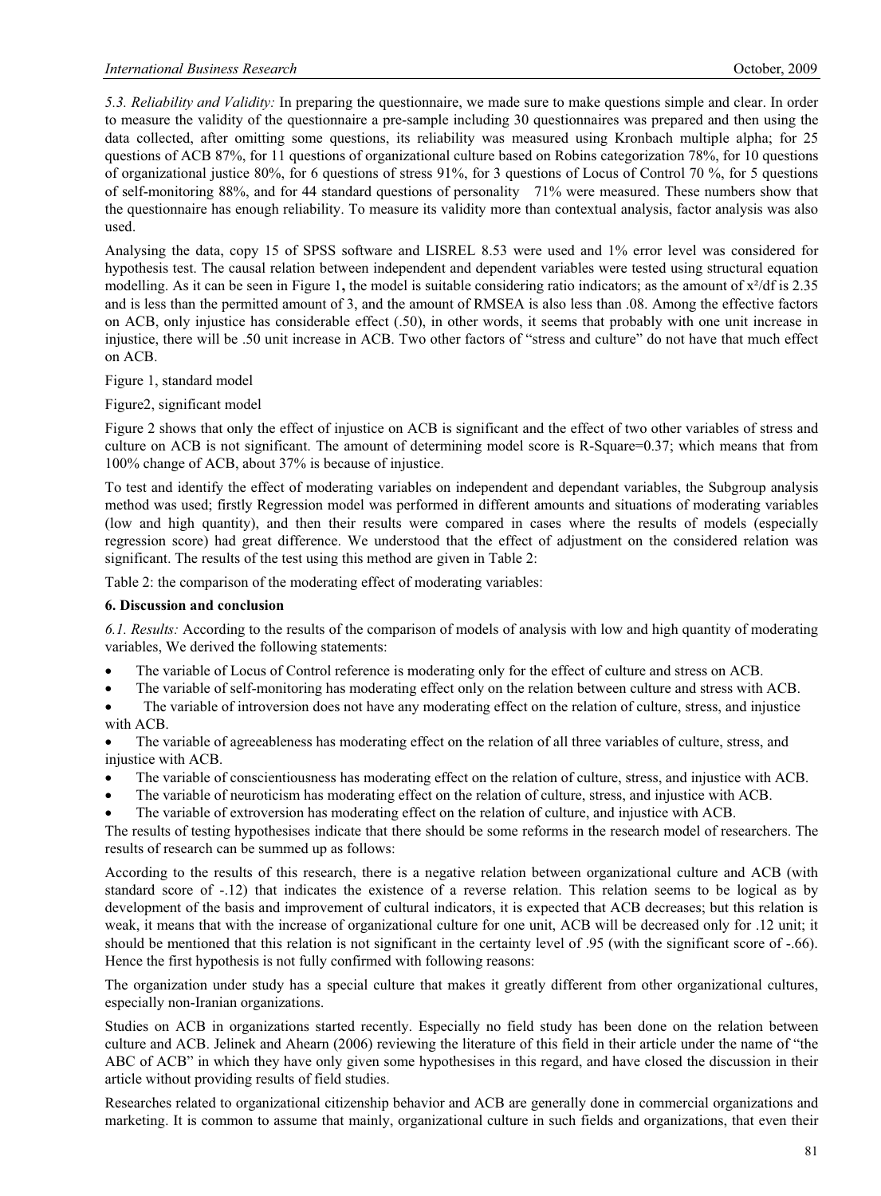*5.3. Reliability and Validity:* In preparing the questionnaire, we made sure to make questions simple and clear. In order to measure the validity of the questionnaire a pre-sample including 30 questionnaires was prepared and then using the data collected, after omitting some questions, its reliability was measured using Kronbach multiple alpha; for 25 questions of ACB 87%, for 11 questions of organizational culture based on Robins categorization 78%, for 10 questions of organizational justice 80%, for 6 questions of stress 91%, for 3 questions of Locus of Control 70 %, for 5 questions of self-monitoring 88%, and for 44 standard questions of personality 71% were measured. These numbers show that the questionnaire has enough reliability. To measure its validity more than contextual analysis, factor analysis was also used.

Analysing the data, copy 15 of SPSS software and LISREL 8.53 were used and 1% error level was considered for hypothesis test. The causal relation between independent and dependent variables were tested using structural equation modelling. As it can be seen in Figure 1**,** the model is suitable considering ratio indicators; as the amount of $x^2/df$ is 2.35 and is less than the permitted amount of 3, and the amount of RMSEA is also less than .08. Among the effective factors on ACB, only injustice has considerable effect (.50), in other words, it seems that probably with one unit increase in injustice, there will be .50 unit increase in ACB. Two other factors of "stress and culture" do not have that much effect on ACB.

Figure 1, standard model

Figure2, significant model

Figure 2 shows that only the effect of injustice on ACB is significant and the effect of two other variables of stress and culture on ACB is not significant. The amount of determining model score is R-Square=0.37; which means that from 100% change of ACB, about 37% is because of injustice.

To test and identify the effect of moderating variables on independent and dependant variables, the Subgroup analysis method was used; firstly Regression model was performed in different amounts and situations of moderating variables (low and high quantity), and then their results were compared in cases where the results of models (especially regression score) had great difference. We understood that the effect of adjustment on the considered relation was significant. The results of the test using this method are given in Table 2:

Table 2: the comparison of the moderating effect of moderating variables:

## 6. Discussion and conclusion

*6.1. Results:* According to the results of the comparison of models of analysis with low and high quantity of moderating variables, We derived the following statements:

- The variable of Locus of Control reference is moderating only for the effect of culture and stress on ACB.
- The variable of self-monitoring has moderating effect only on the relation between culture and stress with ACB.
- The variable of introversion does not have any moderating effect on the relation of culture, stress, and injustice with ACB.
- The variable of agreeableness has moderating effect on the relation of all three variables of culture, stress, and injustice with ACB.
- The variable of conscientiousness has moderating effect on the relation of culture, stress, and injustice with ACB.
- The variable of neuroticism has moderating effect on the relation of culture, stress, and injustice with ACB.
- The variable of extroversion has moderating effect on the relation of culture, and injustice with ACB.

The results of testing hypothesises indicate that there should be some reforms in the research model of researchers. The results of research can be summed up as follows:

According to the results of this research, there is a negative relation between organizational culture and ACB (with standard score of -.12) that indicates the existence of a reverse relation. This relation seems to be logical as by development of the basis and improvement of cultural indicators, it is expected that ACB decreases; but this relation is weak, it means that with the increase of organizational culture for one unit, ACB will be decreased only for .12 unit; it should be mentioned that this relation is not significant in the certainty level of .95 (with the significant score of -.66). Hence the first hypothesis is not fully confirmed with following reasons:

The organization under study has a special culture that makes it greatly different from other organizational cultures, especially non-Iranian organizations.

Studies on ACB in organizations started recently. Especially no field study has been done on the relation between culture and ACB. Jelinek and Ahearn (2006) reviewing the literature of this field in their article under the name of "the ABC of ACB" in which they have only given some hypothesises in this regard, and have closed the discussion in their article without providing results of field studies.

Researches related to organizational citizenship behavior and ACB are generally done in commercial organizations and marketing. It is common to assume that mainly, organizational culture in such fields and organizations, that even their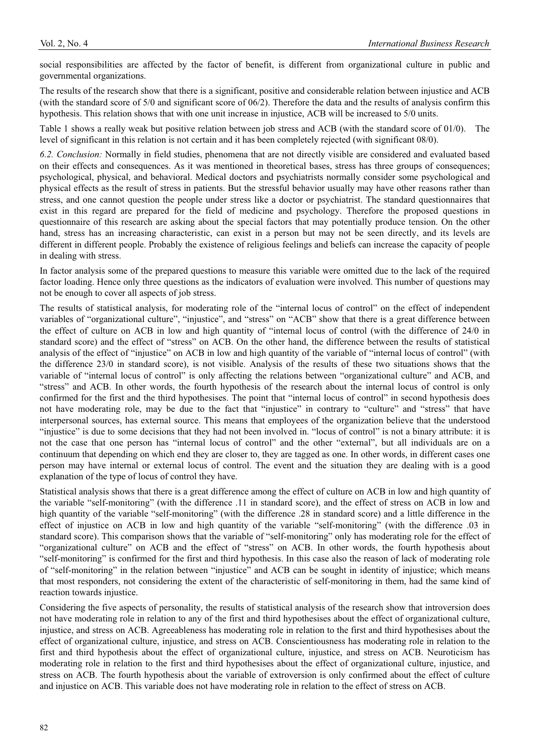social responsibilities are affected by the factor of benefit, is different from organizational culture in public and governmental organizations.

The results of the research show that there is a significant, positive and considerable relation between injustice and ACB (with the standard score of 5/0 and significant score of 06/2). Therefore the data and the results of analysis confirm this hypothesis. This relation shows that with one unit increase in injustice, ACB will be increased to 5/0 units.

Table 1 shows a really weak but positive relation between job stress and ACB (with the standard score of 01/0). The level of significant in this relation is not certain and it has been completely rejected (with significant 08/0).

*6.2. Conclusion:* Normally in field studies, phenomena that are not directly visible are considered and evaluated based on their effects and consequences. As it was mentioned in theoretical bases, stress has three groups of consequences; psychological, physical, and behavioral. Medical doctors and psychiatrists normally consider some psychological and physical effects as the result of stress in patients. But the stressful behavior usually may have other reasons rather than stress, and one cannot question the people under stress like a doctor or psychiatrist. The standard questionnaires that exist in this regard are prepared for the field of medicine and psychology. Therefore the proposed questions in questionnaire of this research are asking about the special factors that may potentially produce tension. On the other hand, stress has an increasing characteristic, can exist in a person but may not be seen directly, and its levels are different in different people. Probably the existence of religious feelings and beliefs can increase the capacity of people in dealing with stress.

In factor analysis some of the prepared questions to measure this variable were omitted due to the lack of the required factor loading. Hence only three questions as the indicators of evaluation were involved. This number of questions may not be enough to cover all aspects of job stress.

The results of statistical analysis, for moderating role of the "internal locus of control" on the effect of independent variables of "organizational culture", "injustice", and "stress" on "ACB" show that there is a great difference between the effect of culture on ACB in low and high quantity of "internal locus of control (with the difference of 24/0 in standard score) and the effect of "stress" on ACB. On the other hand, the difference between the results of statistical analysis of the effect of "injustice" on ACB in low and high quantity of the variable of "internal locus of control" (with the difference 23/0 in standard score), is not visible. Analysis of the results of these two situations shows that the variable of "internal locus of control" is only affecting the relations between "organizational culture" and ACB, and "stress" and ACB. In other words, the fourth hypothesis of the research about the internal locus of control is only confirmed for the first and the third hypotheses. The point that "internal locus of control" in second hypothesis does not have moderating role, may be due to the fact that "injustice" in contrary to "culture" and "stress" that have interpersonal sources, has external source. This means that employees of the organization believe that the understood "injustice" is due to some decisions that they had not been involved in. "locus of control" is not a binary attribute: it is not the case that one person has "internal locus of control" and the other "external", but all individuals are on a continuum that depending on which end they are closer to, they are tagged as one. In other words, in different cases one person may have internal or external locus of control. The event and the situation they are dealing with is a good explanation of the type of locus of control they have.

Statistical analysis shows that there is a great difference among the effect of culture on ACB in low and high quantity of the variable "self-monitoring" (with the difference .11 in standard score), and the effect of stress on ACB in low and high quantity of the variable "self-monitoring" (with the difference .28 in standard score) and a little difference in the effect of injustice on ACB in low and high quantity of the variable "self-monitoring" (with the difference .03 in standard score). This comparison shows that the variable of "self-monitoring" only has moderating role for the effect of "organizational culture" on ACB and the effect of "stress" on ACB. In other words, the fourth hypothesis about "self-monitoring" is confirmed for the first and third hypothesis. In this case also the reason of lack of moderating role of "self-monitoring" in the relation between "injustice" and ACB can be sought in identity of injustice; which means that most responders, not considering the extent of the characteristic of self-monitoring in them, had the same kind of reaction towards injustice.

Considering the five aspects of personality, the results of statistical analysis of the research show that introversion does not have moderating role in relation to any of the first and third hypothesises about the effect of organizational culture, injustice, and stress on ACB. Agreeableness has moderating role in relation to the first and third hypothesises about the effect of organizational culture, injustice, and stress on ACB. Conscientiousness has moderating role in relation to the first and third hypothesis about the effect of organizational culture, injustice, and stress on ACB. Neuroticism has moderating role in relation to the first and third hypothesises about the effect of organizational culture, injustice, and stress on ACB. The fourth hypothesis about the variable of extroversion is only confirmed about the effect of culture and injustice on ACB. This variable does not have moderating role in relation to the effect of stress on ACB.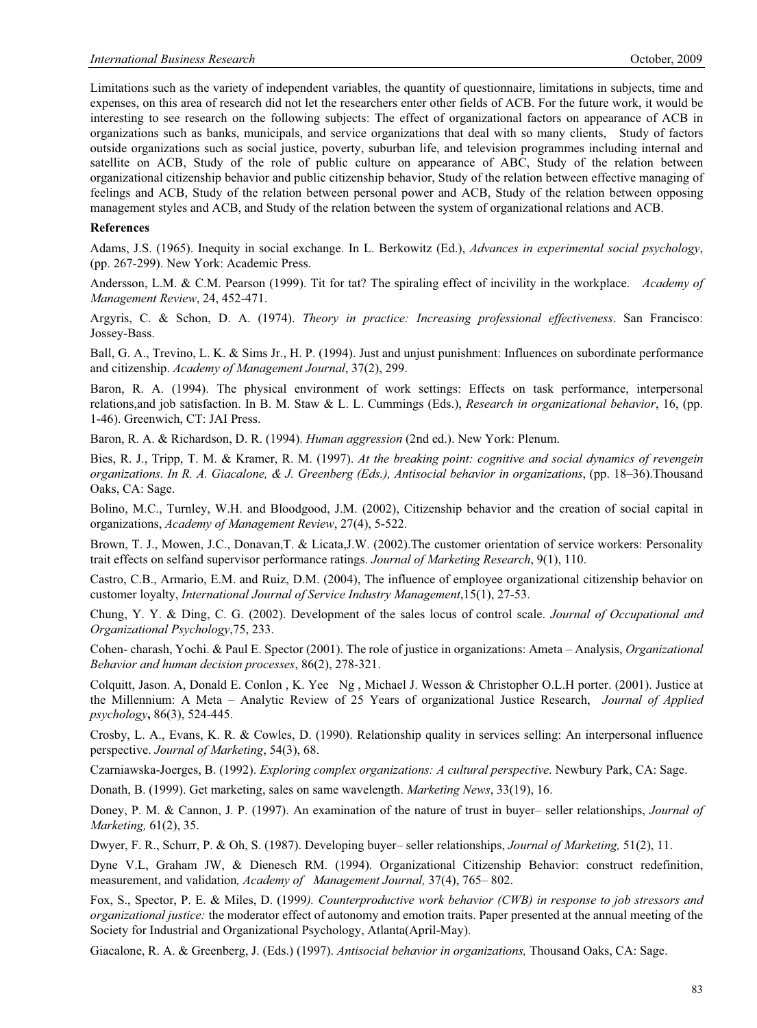Limitations such as the variety of independent variables, the quantity of questionnaire, limitations in subjects, time and expenses, on this area of research did not let the researchers enter other fields of ACB. For the future work, it would be interesting to see research on the following subjects: The effect of organizational factors on appearance of ACB in organizations such as banks, municipals, and service organizations that deal with so many clients, Study of factors outside organizations such as social justice, poverty, suburban life, and television programmes including internal and satellite on ACB, Study of the role of public culture on appearance of ABC, Study of the relation between organizational citizenship behavior and public citizenship behavior, Study of the relation between effective managing of feelings and ACB, Study of the relation between personal power and ACB, Study of the relation between opposing management styles and ACB, and Study of the relation between the system of organizational relations and ACB.

**References**

Adams, J.S. (1965). Inequity in social exchange. In L. Berkowitz (Ed.), *Advances in experimental social psychology*, (pp. 267-299). New York: Academic Press.

Andersson, L.M. & C.M. Pearson (1999). Tit for tat? The spiraling effect of incivility in the workplace. *Academy of Management Review*, 24, 452-471.

Argyris, C. & Schon, D. A. (1974). *Theory in practice: Increasing professional effectiveness*. San Francisco: Jossey-Bass.

Ball, G. A., Trevino, L. K. & Sims Jr., H. P. (1994). Just and unjust punishment: Influences on subordinate performance and citizenship. *Academy of Management Journal*, 37(2), 299.

Baron, R. A. (1994). The physical environment of work settings: Effects on task performance, interpersonal relations,and job satisfaction. In B. M. Staw & L. L. Cummings (Eds.), *Research in organizational behavior*, 16, (pp. 1-46). Greenwich, CT: JAI Press.

Baron, R. A. & Richardson, D. R. (1994). *Human aggression* (2nd ed.). New York: Plenum.

Bies, R. J., Tripp, T. M. & Kramer, R. M. (1997). *At the breaking point: cognitive and social dynamics of revengein organizations. In R. A. Giacalone, & J. Greenberg (Eds.), Antisocial behavior in organizations*, (pp. 18–36).Thousand Oaks, CA: Sage.

Bolino, M.C., Turnley, W.H. and Bloodgood, J.M. (2002), Citizenship behavior and the creation of social capital in organizations, *Academy of Management Review*, 27(4), 5-522.

Brown, T. J., Mowen, J.C., Donavan,T. & Licata,J.W. (2002).The customer orientation of service workers: Personality trait effects on selfand supervisor performance ratings. *Journal of Marketing Research*, 9(1), 110.

Castro, C.B., Armario, E.M. and Ruiz, D.M. (2004), The influence of employee organizational citizenship behavior on customer loyalty, *International Journal of Service Industry Management*,15(1), 27-53.

Chung, Y. Y. & Ding, C. G. (2002). Development of the sales locus of control scale. *Journal of Occupational and Organizational Psychology*,75, 233.

Cohen- charash, Yochi. & Paul E. Spector (2001). The role of justice in organizations: Ameta – Analysis, *Organizational Behavior and human decision processes*, 86(2), 278-321.

Colquitt, Jason. A, Donald E. Conlon , K. Yee Ng , Michael J. Wesson & Christopher O.L.H porter. (2001). Justice at the Millennium: A Meta – Analytic Review of 25 Years of organizational Justice Research, *Journal of Applied psychology***,** 86(3), 524-445.

Crosby, L. A., Evans, K. R. & Cowles, D. (1990). Relationship quality in services selling: An interpersonal influence perspective. *Journal of Marketing*, 54(3), 68.

Czarniawska-Joerges, B. (1992). *Exploring complex organizations: A cultural perspective*. Newbury Park, CA: Sage.

Donath, B. (1999). Get marketing, sales on same wavelength. *Marketing News*, 33(19), 16.

Doney, P. M. & Cannon, J. P. (1997). An examination of the nature of trust in buyer– seller relationships, *Journal of Marketing,* 61(2), 35.

Dwyer, F. R., Schurr, P. & Oh, S. (1987). Developing buyer– seller relationships, *Journal of Marketing,* 51(2), 11.

Dyne V.L, Graham JW, & Dienesch RM. (1994). Organizational Citizenship Behavior: construct redefinition, measurement, and validation*, Academy of Management Journal,* 37(4), 765– 802.

Fox, S., Spector, P. E. & Miles, D. (1999*). Counterproductive work behavior (CWB) in response to job stressors and organizational justice:* the moderator effect of autonomy and emotion traits. Paper presented at the annual meeting of the Society for Industrial and Organizational Psychology, Atlanta(April-May).

Giacalone, R. A. & Greenberg, J. (Eds.) (1997). *Antisocial behavior in organizations,* Thousand Oaks, CA: Sage.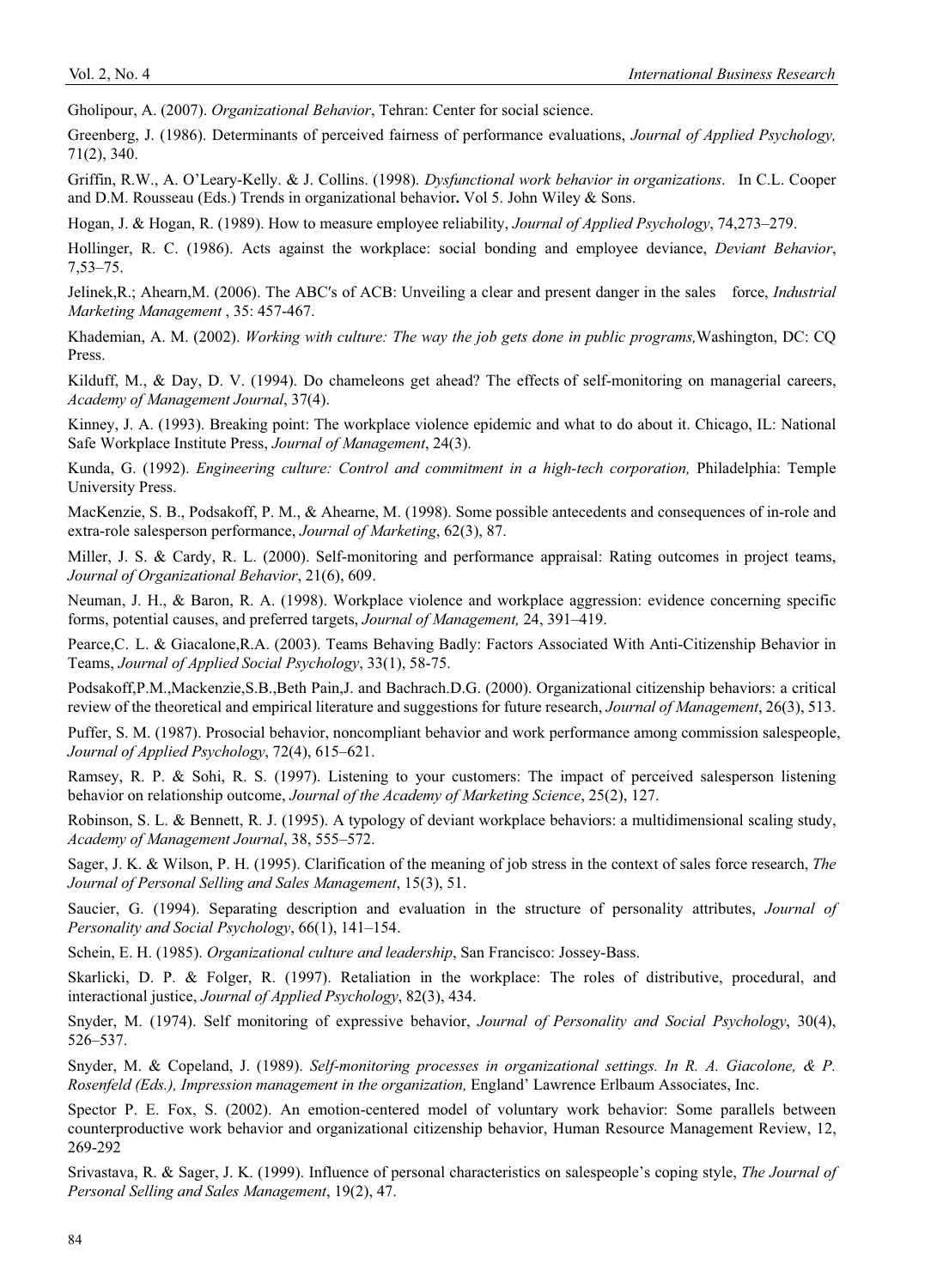Gholipour, A. (2007). *Organizational Behavior*, Tehran: Center for social science.

Greenberg, J. (1986). Determinants of perceived fairness of performance evaluations, *Journal of Applied Psychology,* 71(2), 340.

Griffin, R.W., A. O'Leary-Kelly. & J. Collins. (1998). *Dysfunctional work behavior in organizations*. In C.L. Cooper and D.M. Rousseau (Eds.) Trends in organizational behavior**.** Vol 5. John Wiley & Sons.

Hogan, J. & Hogan, R. (1989). How to measure employee reliability, *Journal of Applied Psychology*, 74,273–279.

Hollinger, R. C. (1986). Acts against the workplace: social bonding and employee deviance, *Deviant Behavior*, 7,53–75.

Jelinek,R.; Ahearn,M. (2006). The ABC's of ACB: Unveiling a clear and present danger in the sales force, *Industrial Marketing Management* , 35: 457-467.

Khademian, A. M. (2002). *Working with culture: The way the job gets done in public programs,*Washington, DC: CQ Press.

Kilduff, M., & Day, D. V. (1994). Do chameleons get ahead? The effects of self-monitoring on managerial careers, *Academy of Management Journal*, 37(4).

Kinney, J. A. (1993). Breaking point: The workplace violence epidemic and what to do about it. Chicago, IL: National Safe Workplace Institute Press, *Journal of Management*, 24(3).

Kunda, G. (1992). *Engineering culture: Control and commitment in a high-tech corporation,* Philadelphia: Temple University Press.

MacKenzie, S. B., Podsakoff, P. M., & Ahearne, M. (1998). Some possible antecedents and consequences of in-role and extra-role salesperson performance, *Journal of Marketing*, 62(3), 87.

Miller, J. S. & Cardy, R. L. (2000). Self-monitoring and performance appraisal: Rating outcomes in project teams, *Journal of Organizational Behavior*, 21(6), 609.

Neuman, J. H., & Baron, R. A. (1998). Workplace violence and workplace aggression: evidence concerning specific forms, potential causes, and preferred targets, *Journal of Management,* 24, 391–419.

Pearce,C. L. & Giacalone,R.A. (2003). Teams Behaving Badly: Factors Associated With Anti-Citizenship Behavior in Teams, *Journal of Applied Social Psychology*, 33(1), 58-75.

Podsakoff,P.M.,Mackenzie,S.B.,Beth Pain,J. and Bachrach.D.G. (2000). Organizational citizenship behaviors: a critical review of the theoretical and empirical literature and suggestions for future research, *Journal of Management*, 26(3), 513.

Puffer, S. M. (1987). Prosocial behavior, noncompliant behavior and work performance among commission salespeople, *Journal of Applied Psychology*, 72(4), 615–621.

Ramsey, R. P. & Sohi, R. S. (1997). Listening to your customers: The impact of perceived salesperson listening behavior on relationship outcome, *Journal of the Academy of Marketing Science*, 25(2), 127.

Robinson, S. L. & Bennett, R. J. (1995). A typology of deviant workplace behaviors: a multidimensional scaling study, *Academy of Management Journal*, 38, 555–572.

Sager, J. K. & Wilson, P. H. (1995). Clarification of the meaning of job stress in the context of sales force research, *The Journal of Personal Selling and Sales Management*, 15(3), 51.

Saucier, G. (1994). Separating description and evaluation in the structure of personality attributes, *Journal of Personality and Social Psychology*, 66(1), 141–154.

Schein, E. H. (1985). *Organizational culture and leadership*, San Francisco: Jossey-Bass.

Skarlicki, D. P. & Folger, R. (1997). Retaliation in the workplace: The roles of distributive, procedural, and interactional justice, *Journal of Applied Psychology*, 82(3), 434.

Snyder, M. (1974). Self monitoring of expressive behavior, *Journal of Personality and Social Psychology*, 30(4), 526–537.

Snyder, M. & Copeland, J. (1989). *Self-monitoring processes in organizational settings. In R. A. Giacolone, & P. Rosenfeld (Eds.), Impression management in the organization,* England' Lawrence Erlbaum Associates, Inc.

Spector P. E. Fox, S. (2002). An emotion-centered model of voluntary work behavior: Some parallels between counterproductive work behavior and organizational citizenship behavior, Human Resource Management Review, 12, 269-292

Srivastava, R. & Sager, J. K. (1999). Influence of personal characteristics on salespeople's coping style, *The Journal of Personal Selling and Sales Management*, 19(2), 47.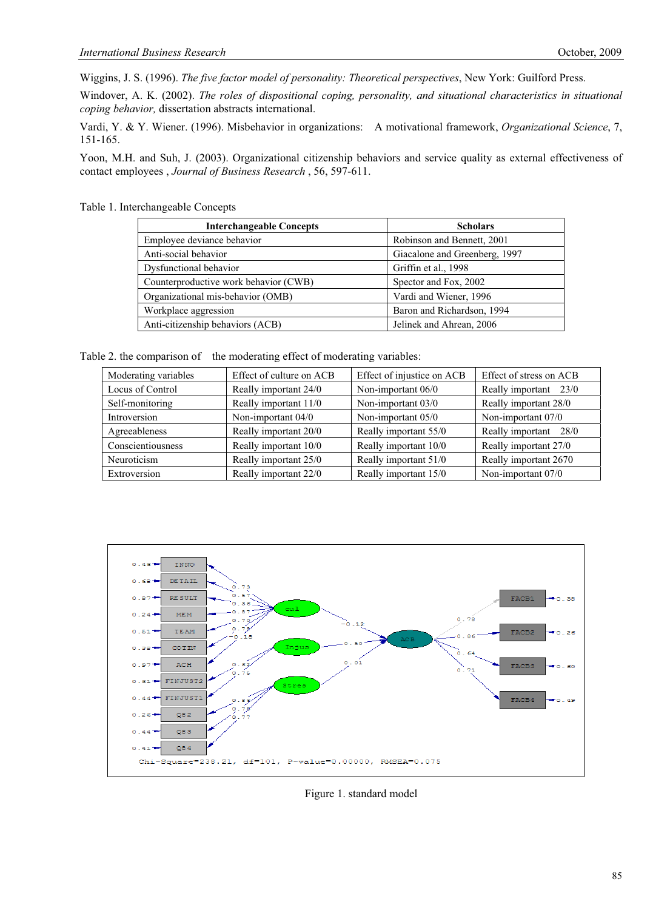Wiggins, J. S. (1996). *The five factor model of personality: Theoretical perspectives*, New York: Guilford Press.

Windover, A. K. (2002). *The roles of dispositional coping, personality, and situational characteristics in situational coping behavior,* dissertation abstracts international.

Vardi, Y. & Y. Wiener. (1996). Misbehavior in organizations: A motivational framework, *Organizational Science*, 7, 151-165.

Yoon, M.H. and Suh, J. (2003). Organizational citizenship behaviors and service quality as external effectiveness of contact employees , *Journal of Business Research* , 56, 597-611.

Table 1. Interchangeable Concepts

| Interchangeable Concepts | Scholars |
|---|---|
| Employee deviance behavior | Robinson and Bennett, 2001 |
| Anti-social behavior | Giacalone and Greenberg, 1997 |
| Dysfunctional behavior | Griffin et al., 1998 |
| Counterproductive work behavior (CWB) | Spector and Fox, 2002 |
| Organizational mis-behavior (OMB) | Vardi and Wiener, 1996 |
| Workplace aggression | Baron and Richardson, 1994 |
| Anti-citizenship behaviors (ACB) | Jelinek and Ahrean, 2006 |

Table 2. the comparison of the moderating effect of moderating variables:

| Moderating variables | Effect of culture on ACB | Effect of injustice on ACB | Effect of stress on ACB |
|---|---|---|---|
| Locus of Control | Really important 24/0 | Non-important 06/0 | Really important 23/0 |
| Self-monitoring | Really important 11/0 | Non-important 03/0 | Really important 28/0 |
| Introversion | Non-important 04/0 | Non-important 05/0 | Non-important 07/0 |
| Agreeableness | Really important 20/0 | Really important 55/0 | Really important 28/0 |
| Conscientiousness | Really important 10/0 | Really important 10/0 | Really important 27/0 |
| Neuroticism | Really important 25/0 | Really important 51/0 | Really important 2670 |
| Extroversion | Really important 22/0 | Really important 15/0 | Non-important 07/0 |

Figure 1. standard model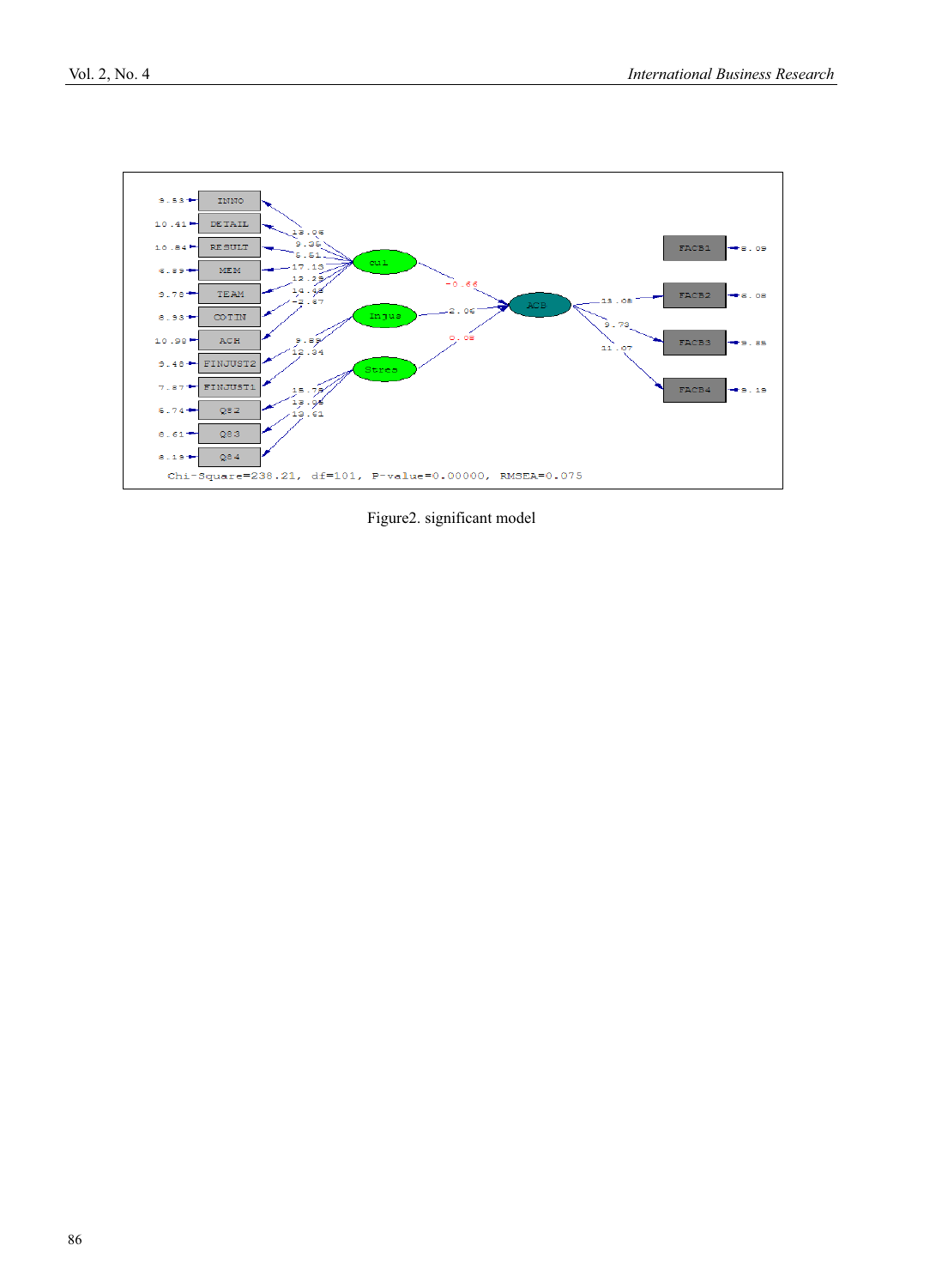INNO
DETAIL
RESULT
MEM
TEAM
COTIN
ACH
FINJUST2
FINJUST1
QS2
QS3
QS4

9.53
10.41
10.84
6.89
9.78
8.93
10.98
9.48
7.87
6.74
8.61
8.19

13.06
9.36
6.51
17.15
12.73
14.43
-2.67
9.89
12.84
15.73
13.95
19.61

cul
Injus
Stres
ACB

-0.66
2.06
0.08

FACB1
FACB2
FACB3
FACB4

13.08
9.73
11.67

8.09
6.08
9.85
9.19

Chi-Square=238.21, df=101, P-value=0.00000, RMSEA=0.075

Figure2. significant model